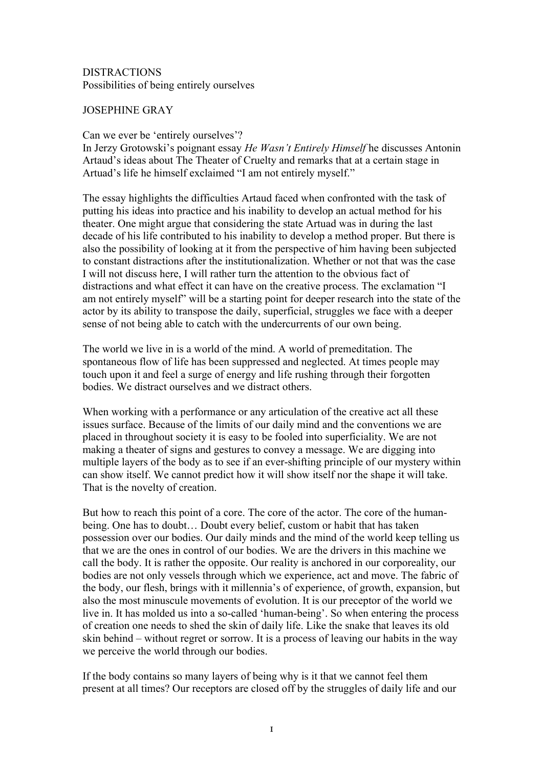# DISTRACTIONS

## Possibilities of being entirely ourselves

JOSEPHINE GRAY

Can we ever be 'entirely ourselves'?
In Jerzy Grotowski's poignant essay *He Wasn't Entirely Himself* he discusses Antonin Artaud's ideas about The Theater of Cruelty and remarks that at a certain stage in Artuad's life he himself exclaimed "I am not entirely myself."

The essay highlights the difficulties Artaud faced when confronted with the task of putting his ideas into practice and his inability to develop an actual method for his theater. One might argue that considering the state Artuad was in during the last decade of his life contributed to his inability to develop a method proper. But there is also the possibility of looking at it from the perspective of him having been subjected to constant distractions after the institutionalization. Whether or not that was the case I will not discuss here, I will rather turn the attention to the obvious fact of distractions and what effect it can have on the creative process. The exclamation "I am not entirely myself" will be a starting point for deeper research into the state of the actor by its ability to transpose the daily, superficial, struggles we face with a deeper sense of not being able to catch with the undercurrents of our own being.

The world we live in is a world of the mind. A world of premeditation. The spontaneous flow of life has been suppressed and neglected. At times people may touch upon it and feel a surge of energy and life rushing through their forgotten bodies. We distract ourselves and we distract others.

When working with a performance or any articulation of the creative act all these issues surface. Because of the limits of our daily mind and the conventions we are placed in throughout society it is easy to be fooled into superficiality. We are not making a theater of signs and gestures to convey a message. We are digging into multiple layers of the body as to see if an ever-shifting principle of our mystery within can show itself. We cannot predict how it will show itself nor the shape it will take. That is the novelty of creation.

But how to reach this point of a core. The core of the actor. The core of the human-being. One has to doubt… Doubt every belief, custom or habit that has taken possession over our bodies. Our daily minds and the mind of the world keep telling us that we are the ones in control of our bodies. We are the drivers in this machine we call the body. It is rather the opposite. Our reality is anchored in our corporeality, our bodies are not only vessels through which we experience, act and move. The fabric of the body, our flesh, brings with it millennia's of experience, of growth, expansion, but also the most minuscule movements of evolution. It is our preceptor of the world we live in. It has molded us into a so-called 'human-being'. So when entering the process of creation one needs to shed the skin of daily life. Like the snake that leaves its old skin behind – without regret or sorrow. It is a process of leaving our habits in the way we perceive the world through our bodies.

If the body contains so many layers of being why is it that we cannot feel them present at all times? Our receptors are closed off by the struggles of daily life and our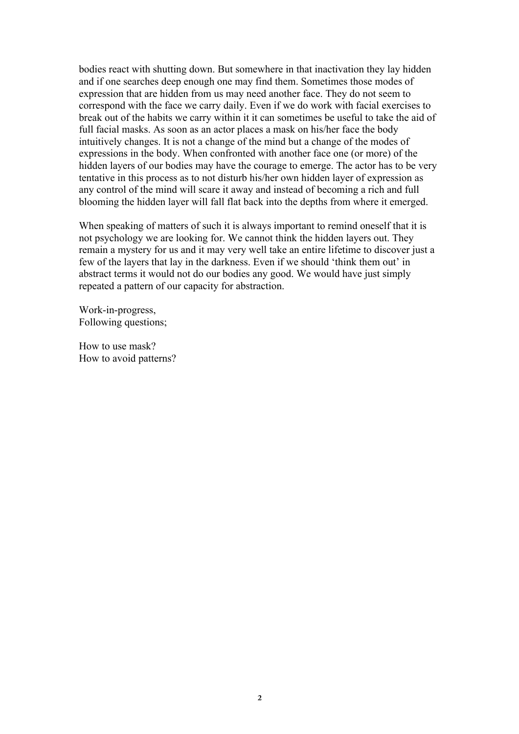bodies react with shutting down. But somewhere in that inactivation they lay hidden and if one searches deep enough one may find them. Sometimes those modes of expression that are hidden from us may need another face. They do not seem to correspond with the face we carry daily. Even if we do work with facial exercises to break out of the habits we carry within it it can sometimes be useful to take the aid of full facial masks. As soon as an actor places a mask on his/her face the body intuitively changes. It is not a change of the mind but a change of the modes of expressions in the body. When confronted with another face one (or more) of the hidden layers of our bodies may have the courage to emerge. The actor has to be very tentative in this process as to not disturb his/her own hidden layer of expression as any control of the mind will scare it away and instead of becoming a rich and full blooming the hidden layer will fall flat back into the depths from where it emerged.

When speaking of matters of such it is always important to remind oneself that it is not psychology we are looking for. We cannot think the hidden layers out. They remain a mystery for us and it may very well take an entire lifetime to discover just a few of the layers that lay in the darkness. Even if we should 'think them out' in abstract terms it would not do our bodies any good. We would have just simply repeated a pattern of our capacity for abstraction.

Work-in-progress,
Following questions;

How to use mask?
How to avoid patterns?